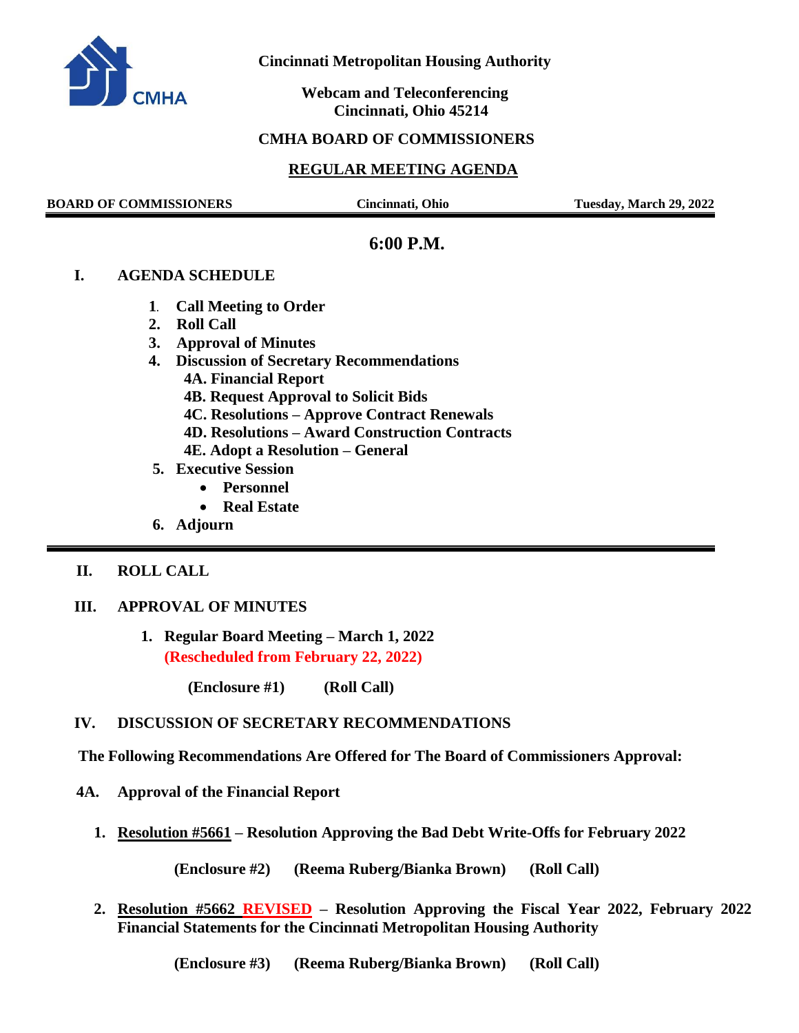**Cincinnati Metropolitan Housing Authority**

**Webcam and Teleconferencing**
**Cincinnati, Ohio 45214**

**CMHA BOARD OF COMMISSIONERS**

**REGULAR MEETING AGENDA**

**BOARD OF COMMISSIONERS** | **Cincinnati, Ohio** | **Tuesday, March 29, 2022**

**6:00 P.M.**

## I. AGENDA SCHEDULE

1. **Call Meeting to Order**
2. **Roll Call**
3. **Approval of Minutes**
4. **Discussion of Secretary Recommendations**
   - **4A. Financial Report**
   - **4B. Request Approval to Solicit Bids**
   - **4C. Resolutions – Approve Contract Renewals**
   - **4D. Resolutions – Award Construction Contracts**
   - **4E. Adopt a Resolution – General**
5. **Executive Session**
   - **Personnel**
   - **Real Estate**
6. **Adjourn**

---

## II. ROLL CALL

## III. APPROVAL OF MINUTES

1. **Regular Board Meeting – March 1, 2022**
   **(Rescheduled from February 22, 2022)**

   **(Enclosure #1)** **(Roll Call)**

## IV. DISCUSSION OF SECRETARY RECOMMENDATIONS

**The Following Recommendations Are Offered for The Board of Commissioners Approval:**

### 4A. Approval of the Financial Report

1. **Resolution #5661 – Resolution Approving the Bad Debt Write-Offs for February 2022**

   **(Enclosure #2)** **(Reema Ruberg/Bianka Brown)** **(Roll Call)**

2. **Resolution #5662 REVISED – Resolution Approving the Fiscal Year 2022, February 2022 Financial Statements for the Cincinnati Metropolitan Housing Authority**

   **(Enclosure #3)** **(Reema Ruberg/Bianka Brown)** **(Roll Call)**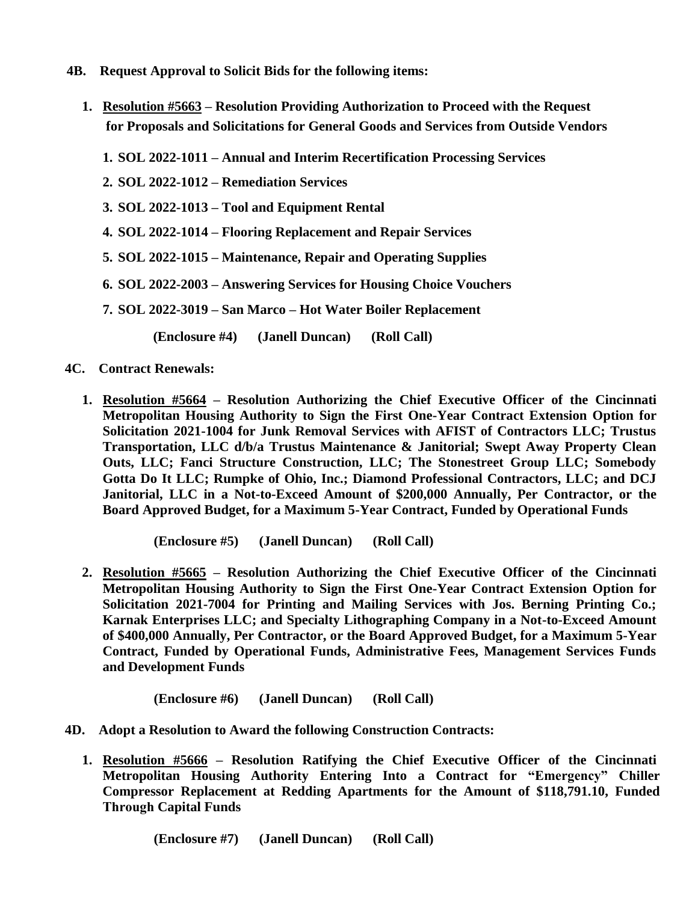**4B. Request Approval to Solicit Bids for the following items:**

1. **Resolution #5663 – Resolution Providing Authorization to Proceed with the Request for Proposals and Solicitations for General Goods and Services from Outside Vendors**

    1. **SOL 2022-1011 – Annual and Interim Recertification Processing Services**
    2. **SOL 2022-1012 – Remediation Services**
    3. **SOL 2022-1013 – Tool and Equipment Rental**
    4. **SOL 2022-1014 – Flooring Replacement and Repair Services**
    5. **SOL 2022-1015 – Maintenance, Repair and Operating Supplies**
    6. **SOL 2022-2003 – Answering Services for Housing Choice Vouchers**
    7. **SOL 2022-3019 – San Marco – Hot Water Boiler Replacement**

    **(Enclosure #4) (Janell Duncan) (Roll Call)**

**4C. Contract Renewals:**

1. **Resolution #5664 – Resolution Authorizing the Chief Executive Officer of the Cincinnati Metropolitan Housing Authority to Sign the First One-Year Contract Extension Option for Solicitation 2021-1004 for Junk Removal Services with AFIST of Contractors LLC; Trustus Transportation, LLC d/b/a Trustus Maintenance & Janitorial; Swept Away Property Clean Outs, LLC; Fanci Structure Construction, LLC; The Stonestreet Group LLC; Somebody Gotta Do It LLC; Rumpke of Ohio, Inc.; Diamond Professional Contractors, LLC; and DCJ Janitorial, LLC in a Not-to-Exceed Amount of $200,000 Annually, Per Contractor, or the Board Approved Budget, for a Maximum 5-Year Contract, Funded by Operational Funds**

    **(Enclosure #5) (Janell Duncan) (Roll Call)**

2. **Resolution #5665 – Resolution Authorizing the Chief Executive Officer of the Cincinnati Metropolitan Housing Authority to Sign the First One-Year Contract Extension Option for Solicitation 2021-7004 for Printing and Mailing Services with Jos. Berning Printing Co.; Karnak Enterprises LLC; and Specialty Lithographing Company in a Not-to-Exceed Amount of $400,000 Annually, Per Contractor, or the Board Approved Budget, for a Maximum 5-Year Contract, Funded by Operational Funds, Administrative Fees, Management Services Funds and Development Funds**

    **(Enclosure #6) (Janell Duncan) (Roll Call)**

**4D. Adopt a Resolution to Award the following Construction Contracts:**

1. **Resolution #5666 – Resolution Ratifying the Chief Executive Officer of the Cincinnati Metropolitan Housing Authority Entering Into a Contract for "Emergency" Chiller Compressor Replacement at Redding Apartments for the Amount of $118,791.10, Funded Through Capital Funds**

    **(Enclosure #7) (Janell Duncan) (Roll Call)**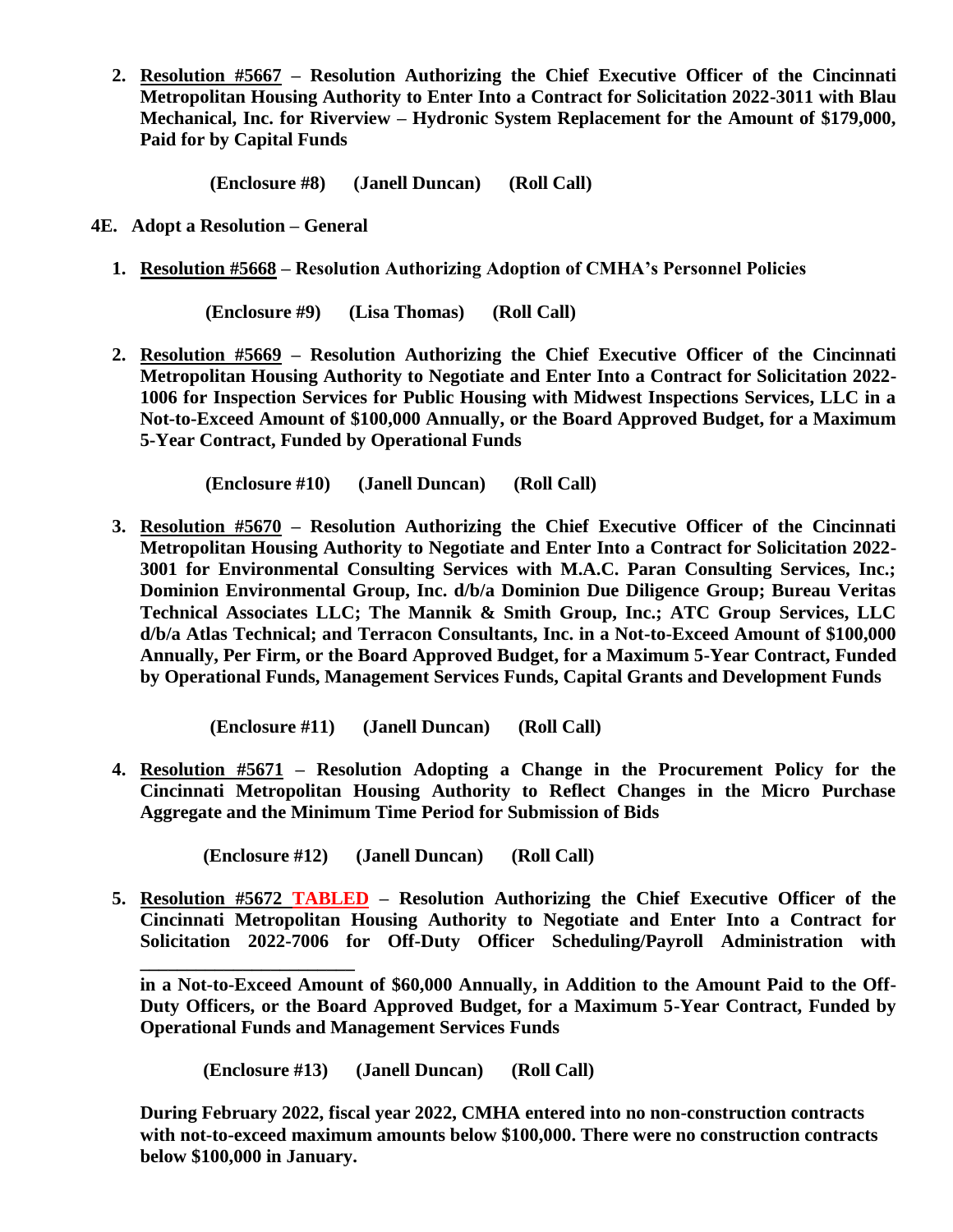2. **<u>Resolution #5667</u> – Resolution Authorizing the Chief Executive Officer of the Cincinnati Metropolitan Housing Authority to Enter Into a Contract for Solicitation 2022-3011 with Blau Mechanical, Inc. for Riverview – Hydronic System Replacement for the Amount of $179,000, Paid for by Capital Funds**

   **(Enclosure #8) (Janell Duncan) (Roll Call)**

**4E. Adopt a Resolution – General**

1. **<u>Resolution #5668</u> – Resolution Authorizing Adoption of CMHA's Personnel Policies**

   **(Enclosure #9) (Lisa Thomas) (Roll Call)**

2. **<u>Resolution #5669</u> – Resolution Authorizing the Chief Executive Officer of the Cincinnati Metropolitan Housing Authority to Negotiate and Enter Into a Contract for Solicitation 2022-1006 for Inspection Services for Public Housing with Midwest Inspections Services, LLC in a Not-to-Exceed Amount of $100,000 Annually, or the Board Approved Budget, for a Maximum 5-Year Contract, Funded by Operational Funds**

   **(Enclosure #10) (Janell Duncan) (Roll Call)**

3. **<u>Resolution #5670</u> – Resolution Authorizing the Chief Executive Officer of the Cincinnati Metropolitan Housing Authority to Negotiate and Enter Into a Contract for Solicitation 2022-3001 for Environmental Consulting Services with M.A.C. Paran Consulting Services, Inc.; Dominion Environmental Group, Inc. d/b/a Dominion Due Diligence Group; Bureau Veritas Technical Associates LLC; The Mannik & Smith Group, Inc.; ATC Group Services, LLC d/b/a Atlas Technical; and Terracon Consultants, Inc. in a Not-to-Exceed Amount of $100,000 Annually, Per Firm, or the Board Approved Budget, for a Maximum 5-Year Contract, Funded by Operational Funds, Management Services Funds, Capital Grants and Development Funds**

   **(Enclosure #11) (Janell Duncan) (Roll Call)**

4. **<u>Resolution #5671</u> – Resolution Adopting a Change in the Procurement Policy for the Cincinnati Metropolitan Housing Authority to Reflect Changes in the Micro Purchase Aggregate and the Minimum Time Period for Submission of Bids**

   **(Enclosure #12) (Janell Duncan) (Roll Call)**

5. **<u>Resolution #5672 TABLED</u> – Resolution Authorizing the Chief Executive Officer of the Cincinnati Metropolitan Housing Authority to Negotiate and Enter Into a Contract for Solicitation 2022-7006 for Off-Duty Officer Scheduling/Payroll Administration with \_\_\_\_\_\_\_\_\_\_\_\_\_\_\_\_\_\_\_\_\_\_ in a Not-to-Exceed Amount of $60,000 Annually, in Addition to the Amount Paid to the Off-Duty Officers, or the Board Approved Budget, for a Maximum 5-Year Contract, Funded by Operational Funds and Management Services Funds**

   **(Enclosure #13) (Janell Duncan) (Roll Call)**

**During February 2022, fiscal year 2022, CMHA entered into no non-construction contracts with not-to-exceed maximum amounts below $100,000. There were no construction contracts below $100,000 in January.**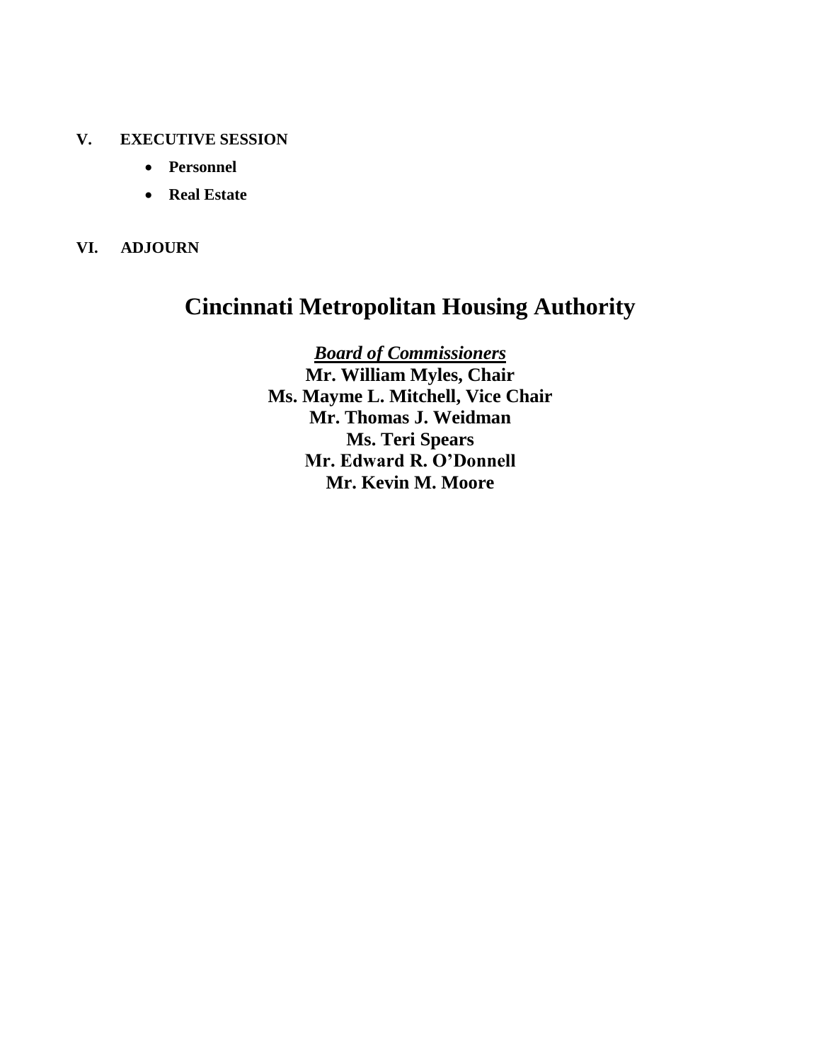**V. EXECUTIVE SESSION**

- **Personnel**
- **Real Estate**

**VI. ADJOURN**

# Cincinnati Metropolitan Housing Authority

***Board of Commissioners***

**Mr. William Myles, Chair**
**Ms. Mayme L. Mitchell, Vice Chair**
**Mr. Thomas J. Weidman**
**Ms. Teri Spears**
**Mr. Edward R. O'Donnell**
**Mr. Kevin M. Moore**